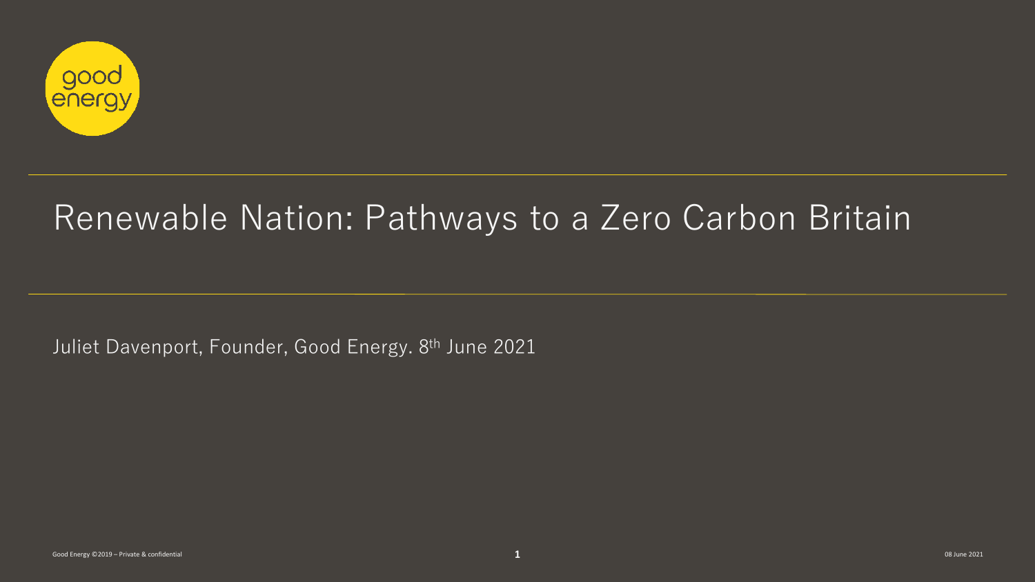good energy

# Renewable Nation: Pathways to a Zero Carbon Britain

Juliet Davenport, Founder, Good Energy. 8th June 2021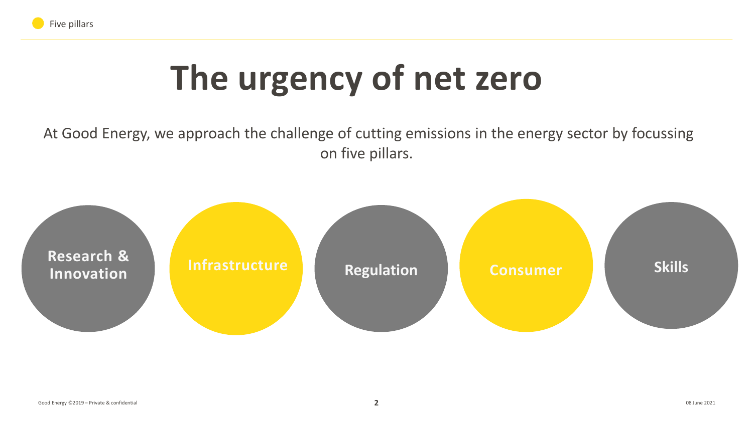# The urgency of net zero

At Good Energy, we approach the challenge of cutting emissions in the energy sector by focussing on five pillars.

- Research & Innovation
- Infrastructure
- Regulation
- Consumer
- Skills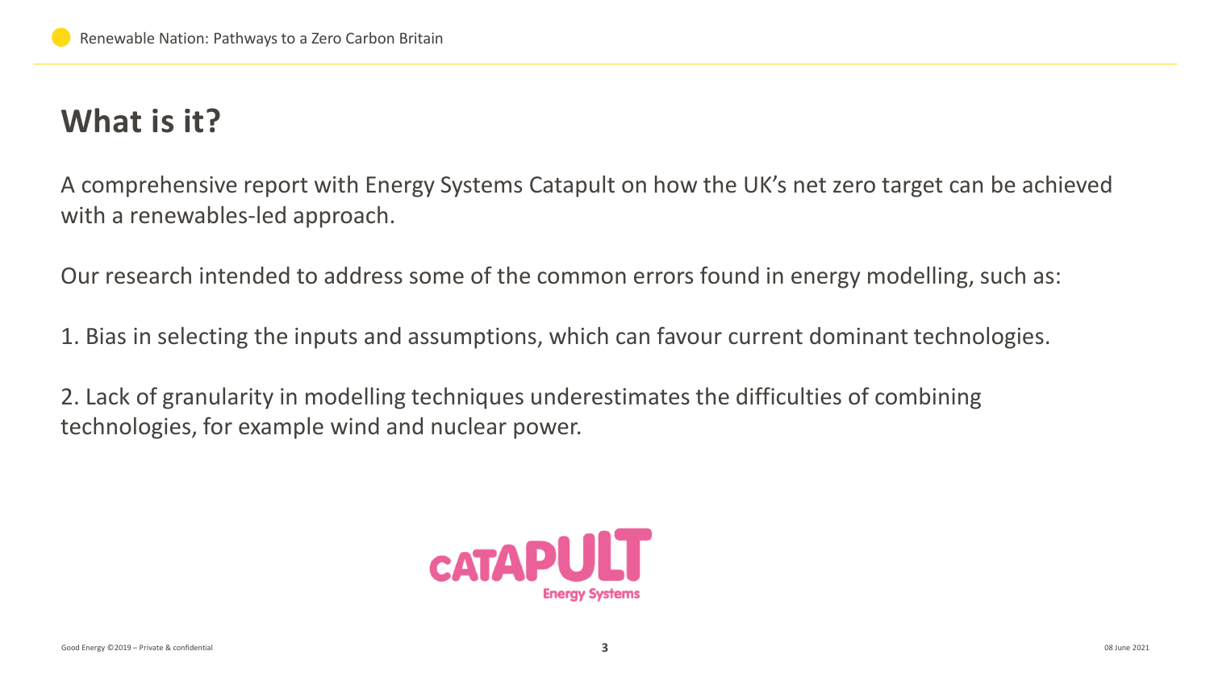# What is it?

A comprehensive report with Energy Systems Catapult on how the UK's net zero target can be achieved with a renewables-led approach.

Our research intended to address some of the common errors found in energy modelling, such as:

1. Bias in selecting the inputs and assumptions, which can favour current dominant technologies.

2. Lack of granularity in modelling techniques underestimates the difficulties of combining technologies, for example wind and nuclear power.

CATAPULT Energy Systems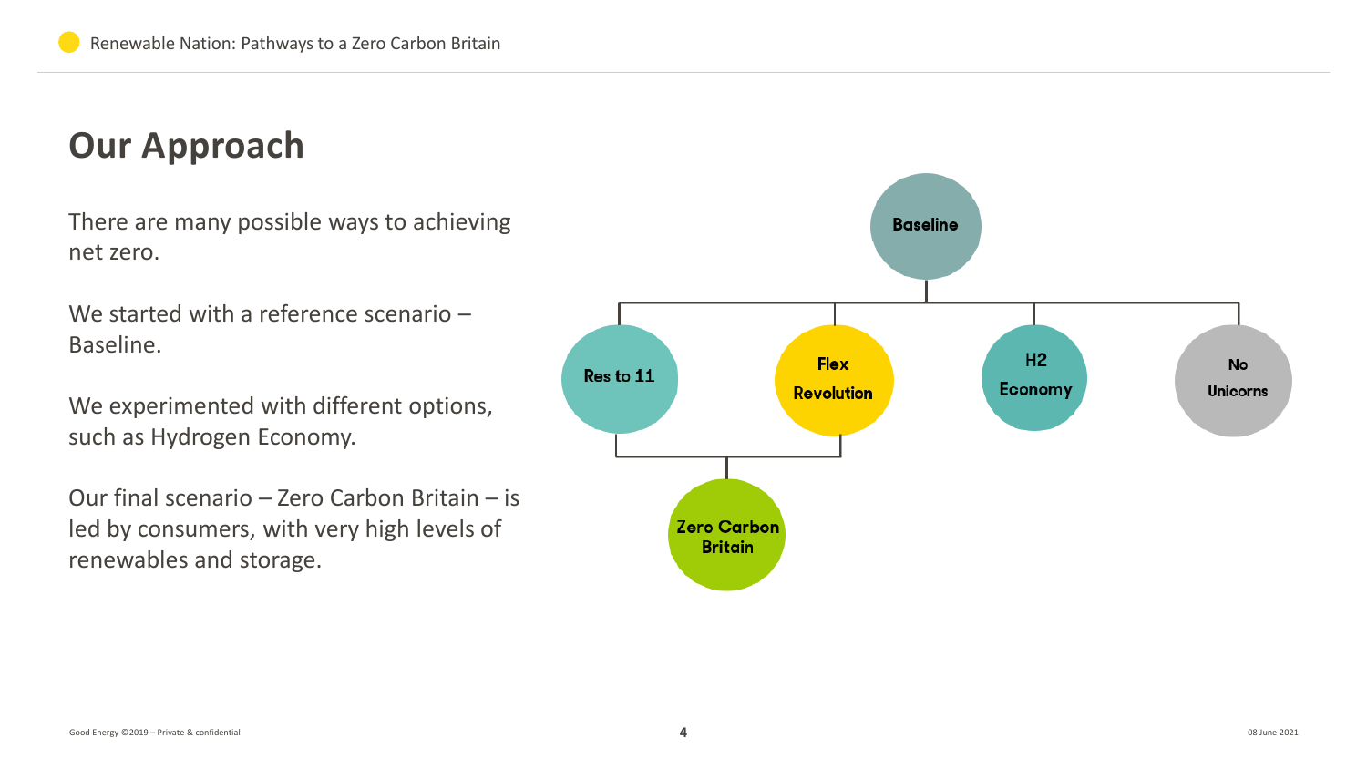# Our Approach

There are many possible ways to achieving net zero.

We started with a reference scenario – Baseline.

We experimented with different options, such as Hydrogen Economy.

Our final scenario – Zero Carbon Britain – is led by consumers, with very high levels of renewables and storage.

Baseline

Res to 11

Flex Revolution

H2 Economy

No Unicorns

Zero Carbon Britain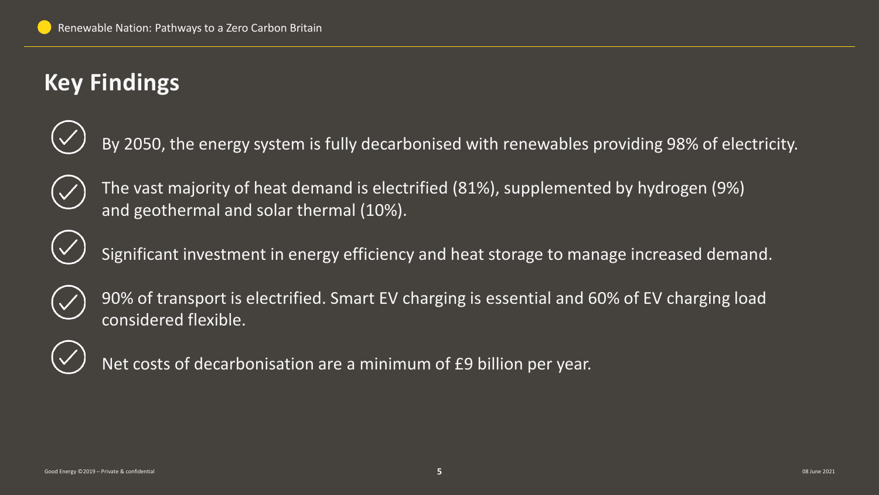# Key Findings

- By 2050, the energy system is fully decarbonised with renewables providing 98% of electricity.
- The vast majority of heat demand is electrified (81%), supplemented by hydrogen (9%) and geothermal and solar thermal (10%).
- Significant investment in energy efficiency and heat storage to manage increased demand.
- 90% of transport is electrified. Smart EV charging is essential and 60% of EV charging load considered flexible.
- Net costs of decarbonisation are a minimum of £9 billion per year.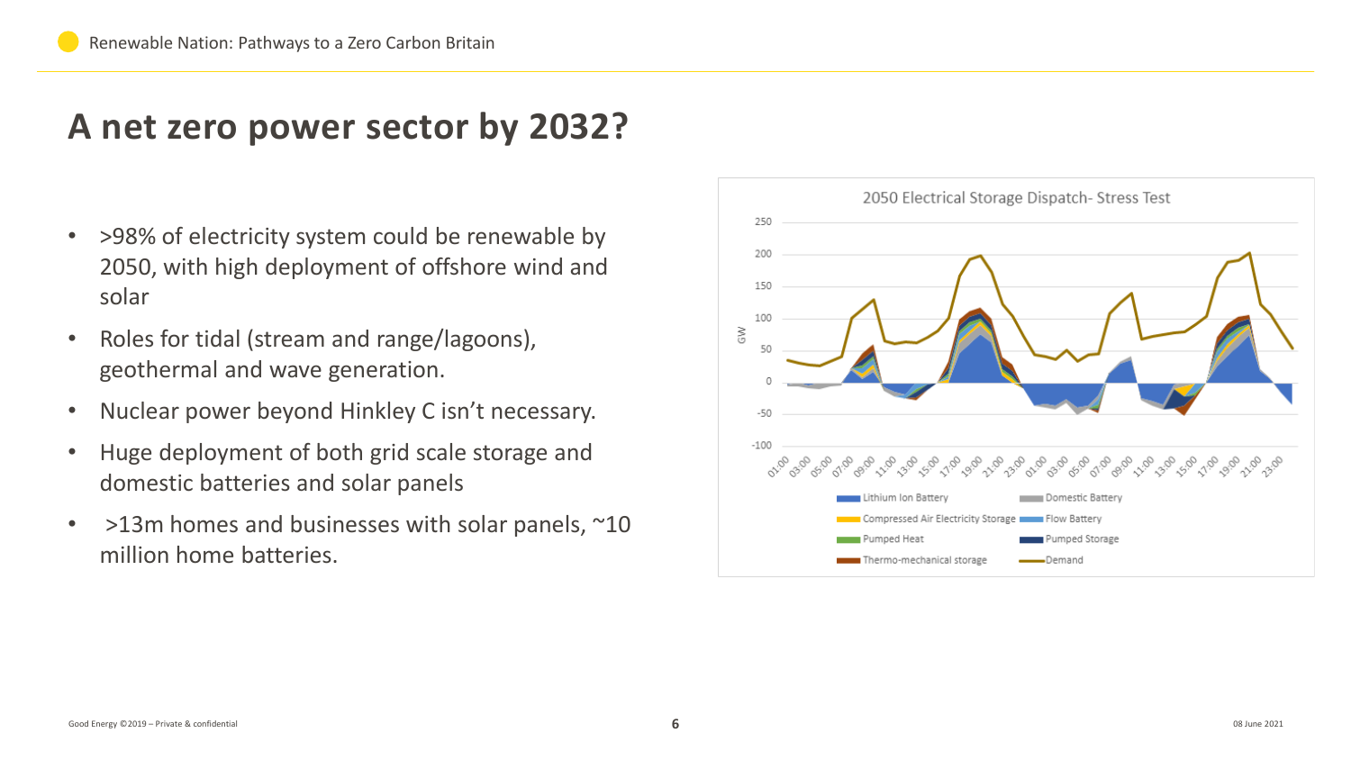# A net zero power sector by 2032?

- >98% of electricity system could be renewable by 2050, with high deployment of offshore wind and solar
- Roles for tidal (stream and range/lagoons), geothermal and wave generation.
- Nuclear power beyond Hinkley C isn't necessary.
- Huge deployment of both grid scale storage and domestic batteries and solar panels
- >13m homes and businesses with solar panels, ~10 million home batteries.

2050 Electrical Storage Dispatch- Stress Test

Legend: Lithium Ion Battery, Domestic Battery, Compressed Air Electricity Storage, Flow Battery, Pumped Heat, Pumped Storage, Thermo-mechanical storage, Demand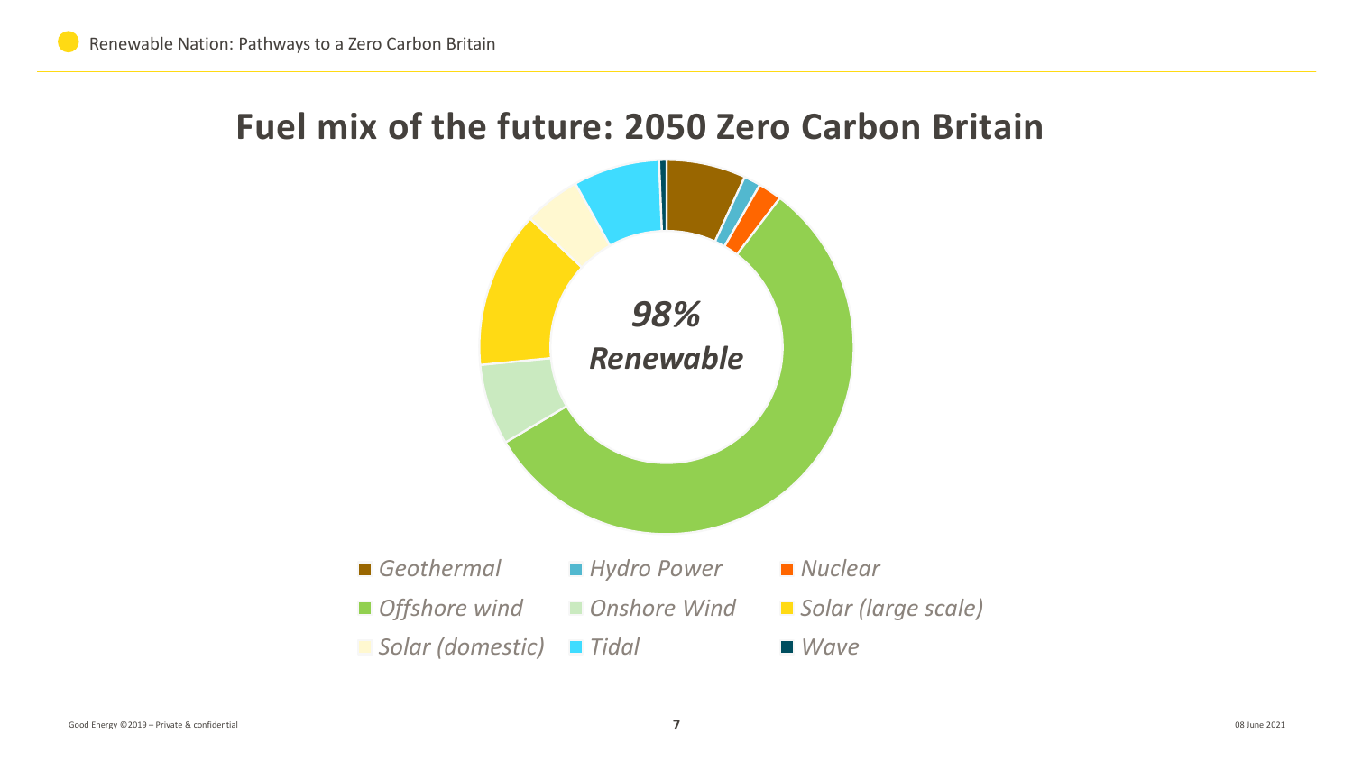# Fuel mix of the future: 2050 Zero Carbon Britain

***98% Renewable***

- *Geothermal*
- *Hydro Power*
- *Nuclear*
- *Offshore wind*
- *Onshore Wind*
- *Solar (large scale)*
- *Solar (domestic)*
- *Tidal*
- *Wave*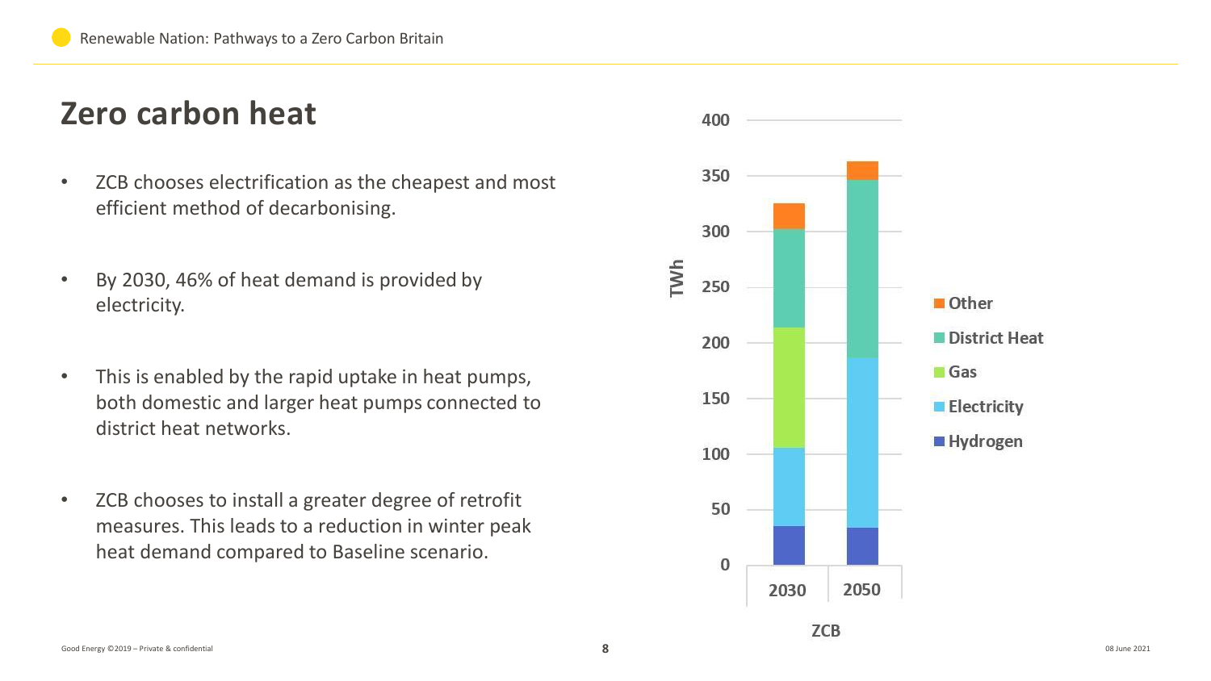## Zero carbon heat

- ZCB chooses electrification as the cheapest and most efficient method of decarbonising.
- By 2030, 46% of heat demand is provided by electricity.
- This is enabled by the rapid uptake in heat pumps, both domestic and larger heat pumps connected to district heat networks.
- ZCB chooses to install a greater degree of retrofit measures. This leads to a reduction in winter peak heat demand compared to Baseline scenario.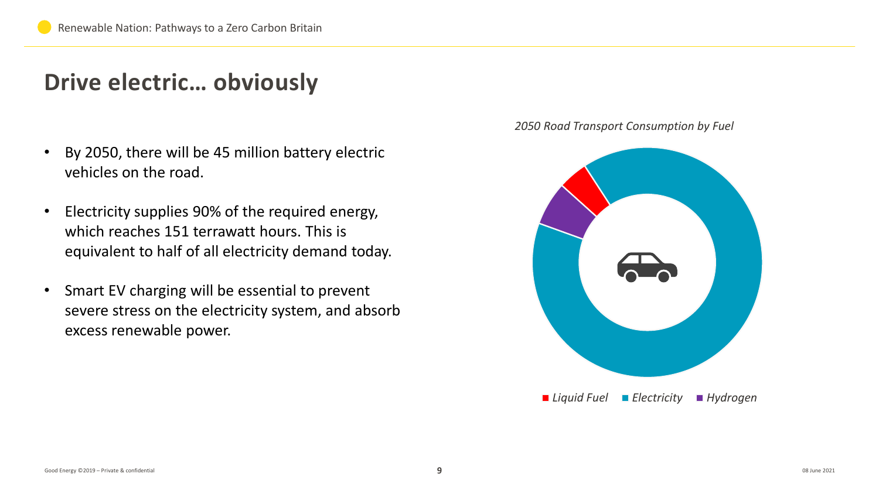# Drive electric… obviously

- By 2050, there will be 45 million battery electric vehicles on the road.
- Electricity supplies 90% of the required energy, which reaches 151 terrawatt hours. This is equivalent to half of all electricity demand today.
- Smart EV charging will be essential to prevent severe stress on the electricity system, and absorb excess renewable power.

*2050 Road Transport Consumption by Fuel*

*Liquid Fuel* · *Electricity* · *Hydrogen*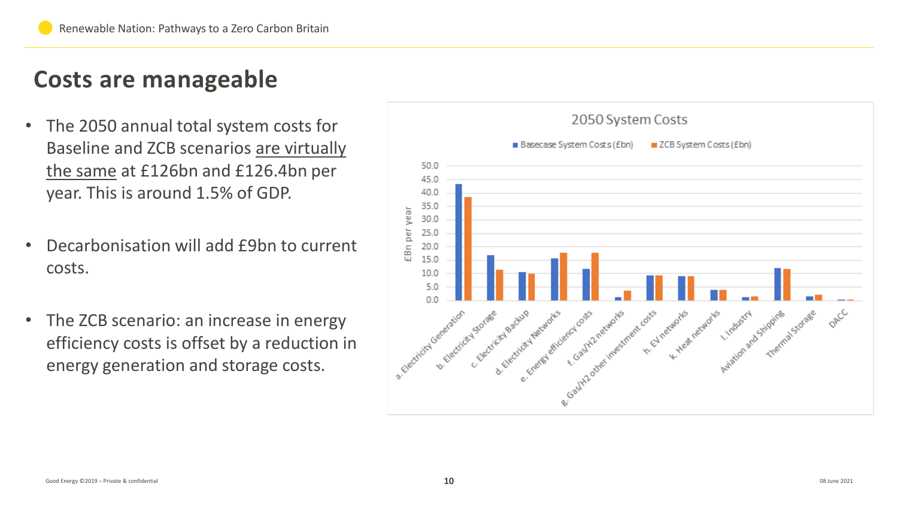# Costs are manageable

- The 2050 annual total system costs for Baseline and ZCB scenarios are virtually the same at £126bn and £126.4bn per year. This is around 1.5% of GDP.
- Decarbonisation will add £9bn to current costs.
- The ZCB scenario: an increase in energy efficiency costs is offset by a reduction in energy generation and storage costs.

**2050 System Costs**

■ Basecase System Costs (£bn) ■ ZCB System Costs (£bn)

£Bn per year

| Category | Basecase System Costs (£bn) | ZCB System Costs (£bn) |
|---|---|---|
| a. Electricity Generation | ~43.5 | ~38.5 |
| b. Electricity Storage | ~16.8 | ~11.5 |
| c. Electricity Backup | ~10.5 | ~10.0 |
| d. Electricity Networks | ~15.7 | ~17.8 |
| e. Energy efficiency costs | ~11.7 | ~17.8 |
| f. Gas/H2 networks | ~1.3 | ~3.7 |
| g. Gas/H2 other investment costs | ~9.3 | ~9.3 |
| h. EV networks | ~9.0 | ~9.0 |
| k. Heat networks | ~4.0 | ~4.0 |
| l. Industry | ~1.3 | ~1.5 |
| Aviation and Shipping | ~12.0 | ~11.7 |
| Thermal Storage | ~1.5 | ~2.1 |
| DACC | ~0.4 | ~0.4 |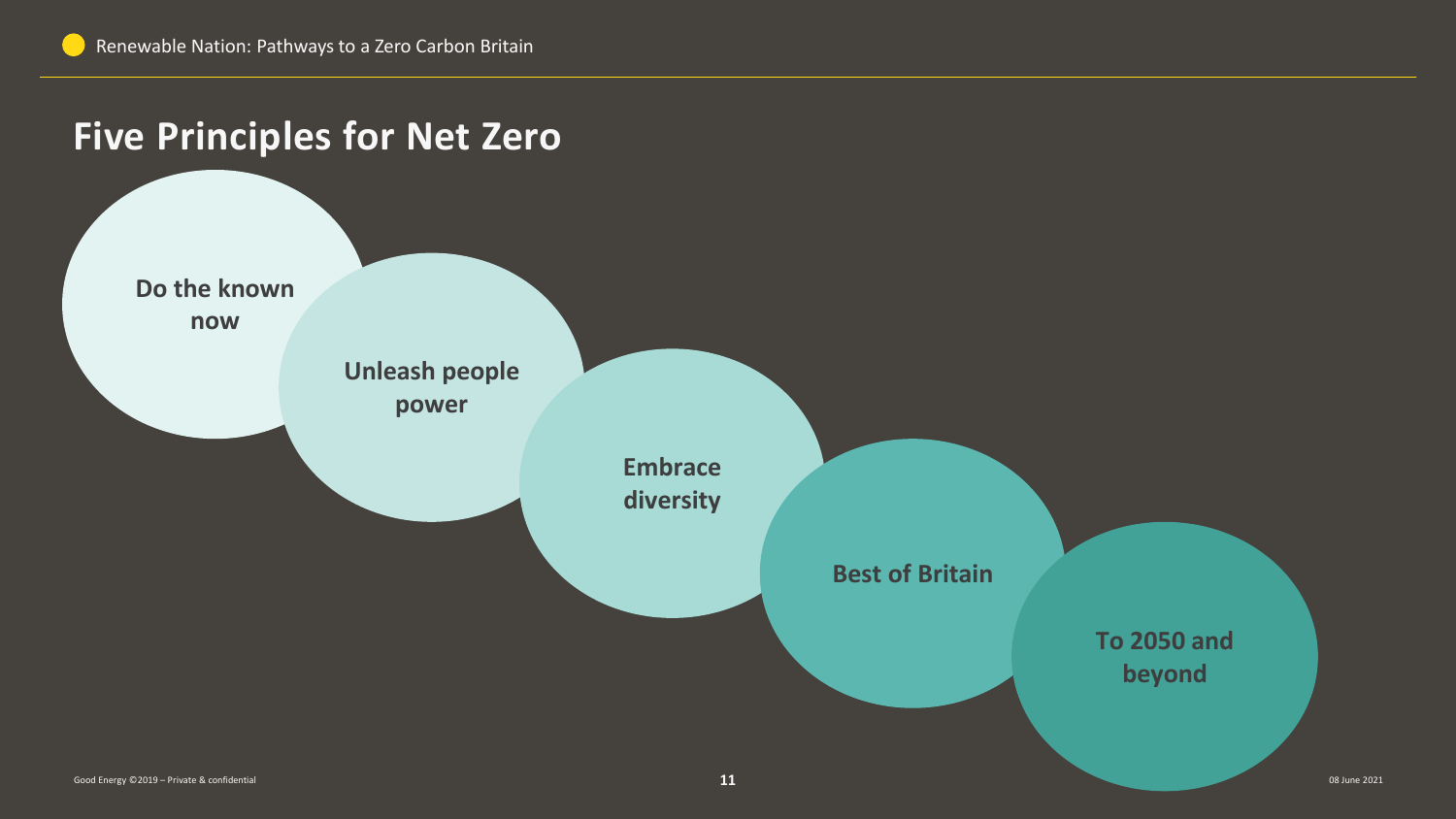# Five Principles for Net Zero

**Do the known now**

**Unleash people power**

**Embrace diversity**

**Best of Britain**

**To 2050 and beyond**